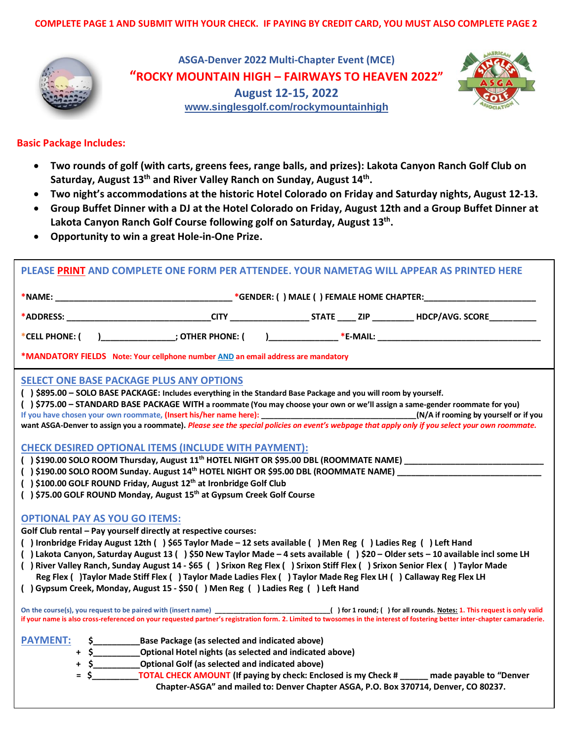**COMPLETE PAGE 1 AND SUBMIT WITH YOUR CHECK. IF PAYING BY CREDIT CARD, YOU MUST ALSO COMPLETE PAGE 2**

## ASGA-Denver 2022 Multi-Chapter Event (MCE)

# "ROCKY MOUNTAIN HIGH – FAIRWAYS TO HEAVEN 2022"

**August 12-15, 2022**

www.singlesgolf.com/rockymountainhigh

**Basic Package Includes:**

- **Two rounds of golf (with carts, greens fees, range balls, and prizes): Lakota Canyon Ranch Golf Club on Saturday, August 13th and River Valley Ranch on Sunday, August 14th.**
- **Two night's accommodations at the historic Hotel Colorado on Friday and Saturday nights, August 12-13.**
- **Group Buffet Dinner with a DJ at the Hotel Colorado on Friday, August 12th and a Group Buffet Dinner at Lakota Canyon Ranch Golf Course following golf on Saturday, August 13th.**
- **Opportunity to win a great Hole-in-One Prize.**

**PLEASE PRINT AND COMPLETE ONE FORM PER ATTENDEE. YOUR NAMETAG WILL APPEAR AS PRINTED HERE**

*NAME: ______________________________________ *GENDER: ( ) MALE ( ) FEMALE HOME CHAPTER:________________________

*ADDRESS: _______________________________CITY _________________ STATE ____ ZIP _________ HDCP/AVG. SCORE__________

*CELL PHONE: ( )________________; OTHER PHONE: ( )______________ *E-MAIL: ____________________________________

***MANDATORY FIELDS** Note: Your cellphone number AND an email address are mandatory

**SELECT ONE BASE PACKAGE PLUS ANY OPTIONS**

( ) **$895.00 – SOLO BASE PACKAGE:** Includes everything in the Standard Base Package and you will room by yourself.

( ) **$775.00 – STANDARD BASE PACKAGE WITH** a roommate (You may choose your own or we'll assign a same-gender roommate for you)

If you have chosen your own roommate, **(Insert his/her name here):** __________________________________(N/A if rooming by yourself or if you want ASGA-Denver to assign you a roommate). *Please see the special policies on event's webpage that apply only if you select your own roommate.*

**CHECK DESIRED OPTIONAL ITEMS (INCLUDE WITH PAYMENT):**

( ) $190.00 SOLO ROOM Thursday, August 11th HOTEL NIGHT OR $95.00 DBL (ROOMMATE NAME) ______________________________

( ) $190.00 SOLO ROOM Sunday. August 14th HOTEL NIGHT OR $95.00 DBL (ROOMMATE NAME) ______________________________

( ) $100.00 GOLF ROUND Friday, August 12th at Ironbridge Golf Club

( ) $75.00 GOLF ROUND Monday, August 15th at Gypsum Creek Golf Course

**OPTIONAL PAY AS YOU GO ITEMS:**

Golf Club rental – Pay yourself directly at respective courses:

( ) Ironbridge Friday August 12th ( ) $65 Taylor Made – 12 sets available ( ) Men Reg ( ) Ladies Reg ( ) Left Hand

( ) Lakota Canyon, Saturday August 13 ( ) $50 New Taylor Made – 4 sets available ( ) $20 – Older sets – 10 available incl some LH

( ) River Valley Ranch, Sunday August 14 - $65 ( ) Srixon Reg Flex ( ) Srixon Stiff Flex ( ) Srixon Senior Flex ( ) Taylor Made Reg Flex ( )Taylor Made Stiff Flex ( ) Taylor Made Ladies Flex ( ) Taylor Made Reg Flex LH ( ) Callaway Reg Flex LH

( ) Gypsum Creek, Monday, August 15 - $50 ( ) Men Reg ( ) Ladies Reg ( ) Left Hand

On the course(s), you request to be paired with (insert name) ____________________________( ) for 1 round; ( ) for all rounds. Notes: 1. This request is only valid if your name is also cross-referenced on your requested partner's registration form. 2. Limited to twosomes in the interest of fostering better inter-chapter camaraderie.

**PAYMENT:**

$__________Base Package (as selected and indicated above)

\+ $__________Optional Hotel nights (as selected and indicated above)

\+ $__________Optional Golf (as selected and indicated above)

= $__________TOTAL CHECK AMOUNT (If paying by check: Enclosed is my Check # ______ made payable to "Denver Chapter-ASGA" and mailed to: Denver Chapter ASGA, P.O. Box 370714, Denver, CO 80237.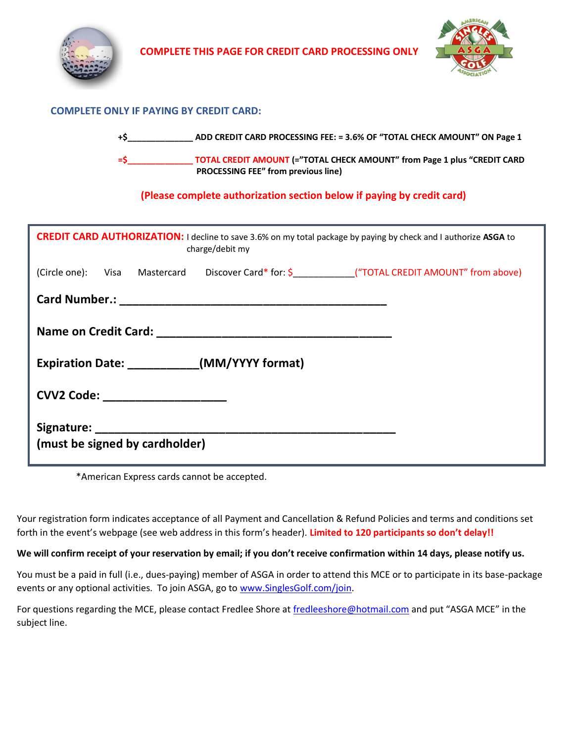## COMPLETE THIS PAGE FOR CREDIT CARD PROCESSING ONLY

### COMPLETE ONLY IF PAYING BY CREDIT CARD:

+$_____________ **ADD CREDIT CARD PROCESSING FEE: = 3.6% OF "TOTAL CHECK AMOUNT" ON Page 1**

=$_____________ **TOTAL CREDIT AMOUNT (="TOTAL CHECK AMOUNT" from Page 1 plus "CREDIT CARD PROCESSING FEE" from previous line)**

**(Please complete authorization section below if paying by credit card)**

**CREDIT CARD AUTHORIZATION:** I decline to save 3.6% on my total package by paying by check and I authorize **ASGA** to charge/debit my

(Circle one): Visa Mastercard Discover Card* for: $___________("TOTAL CREDIT AMOUNT" from above)

**Card Number.: ___________________________________________**

**Name on Credit Card: ______________________________________**

**Expiration Date: ___________(MM/YYYY format)**

**CVV2 Code: ___________________**

**Signature: _______________________________________________**
**(must be signed by cardholder)**

*American Express cards cannot be accepted.

Your registration form indicates acceptance of all Payment and Cancellation & Refund Policies and terms and conditions set forth in the event's webpage (see web address in this form's header). **Limited to 120 participants so don't delay!!**

**We will confirm receipt of your reservation by email; if you don't receive confirmation within 14 days, please notify us.**

You must be a paid in full (i.e., dues-paying) member of ASGA in order to attend this MCE or to participate in its base-package events or any optional activities. To join ASGA, go to www.SinglesGolf.com/join.

For questions regarding the MCE, please contact Fredlee Shore at fredleeshore@hotmail.com and put "ASGA MCE" in the subject line.